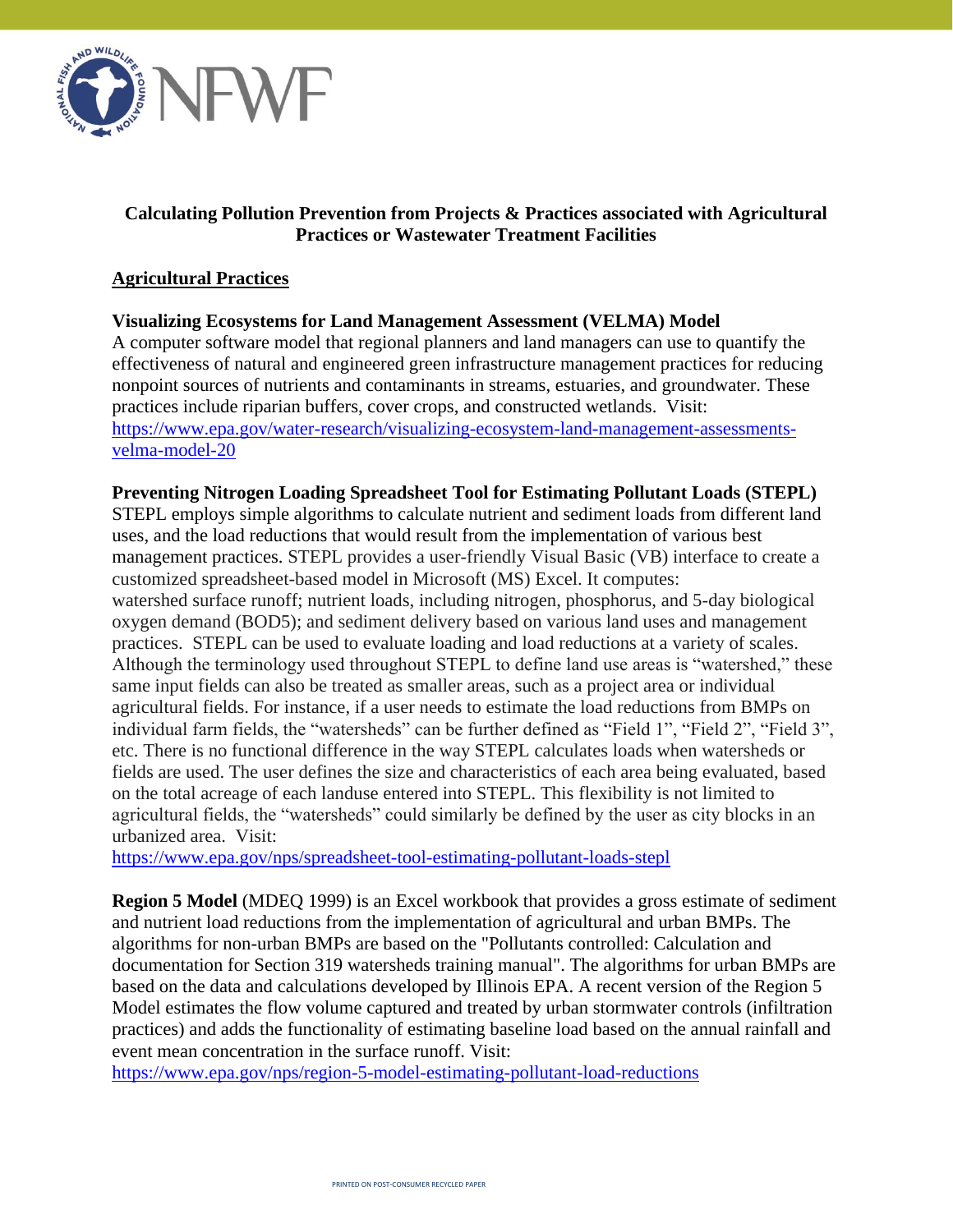**Calculating Pollution Prevention from Projects & Practices associated with Agricultural Practices or Wastewater Treatment Facilities**

## Agricultural Practices

**Visualizing Ecosystems for Land Management Assessment (VELMA) Model**
A computer software model that regional planners and land managers can use to quantify the effectiveness of natural and engineered green infrastructure management practices for reducing nonpoint sources of nutrients and contaminants in streams, estuaries, and groundwater. These practices include riparian buffers, cover crops, and constructed wetlands. Visit: https://www.epa.gov/water-research/visualizing-ecosystem-land-management-assessments-velma-model-20

**Preventing Nitrogen Loading Spreadsheet Tool for Estimating Pollutant Loads (STEPL)**
STEPL employs simple algorithms to calculate nutrient and sediment loads from different land uses, and the load reductions that would result from the implementation of various best management practices. STEPL provides a user-friendly Visual Basic (VB) interface to create a customized spreadsheet-based model in Microsoft (MS) Excel. It computes: watershed surface runoff; nutrient loads, including nitrogen, phosphorus, and 5-day biological oxygen demand (BOD5); and sediment delivery based on various land uses and management practices. STEPL can be used to evaluate loading and load reductions at a variety of scales. Although the terminology used throughout STEPL to define land use areas is "watershed," these same input fields can also be treated as smaller areas, such as a project area or individual agricultural fields. For instance, if a user needs to estimate the load reductions from BMPs on individual farm fields, the "watersheds" can be further defined as "Field 1", "Field 2", "Field 3", etc. There is no functional difference in the way STEPL calculates loads when watersheds or fields are used. The user defines the size and characteristics of each area being evaluated, based on the total acreage of each landuse entered into STEPL. This flexibility is not limited to agricultural fields, the "watersheds" could similarly be defined by the user as city blocks in an urbanized area. Visit: https://www.epa.gov/nps/spreadsheet-tool-estimating-pollutant-loads-stepl

**Region 5 Model** (MDEQ 1999) is an Excel workbook that provides a gross estimate of sediment and nutrient load reductions from the implementation of agricultural and urban BMPs. The algorithms for non-urban BMPs are based on the "Pollutants controlled: Calculation and documentation for Section 319 watersheds training manual". The algorithms for urban BMPs are based on the data and calculations developed by Illinois EPA. A recent version of the Region 5 Model estimates the flow volume captured and treated by urban stormwater controls (infiltration practices) and adds the functionality of estimating baseline load based on the annual rainfall and event mean concentration in the surface runoff. Visit: https://www.epa.gov/nps/region-5-model-estimating-pollutant-load-reductions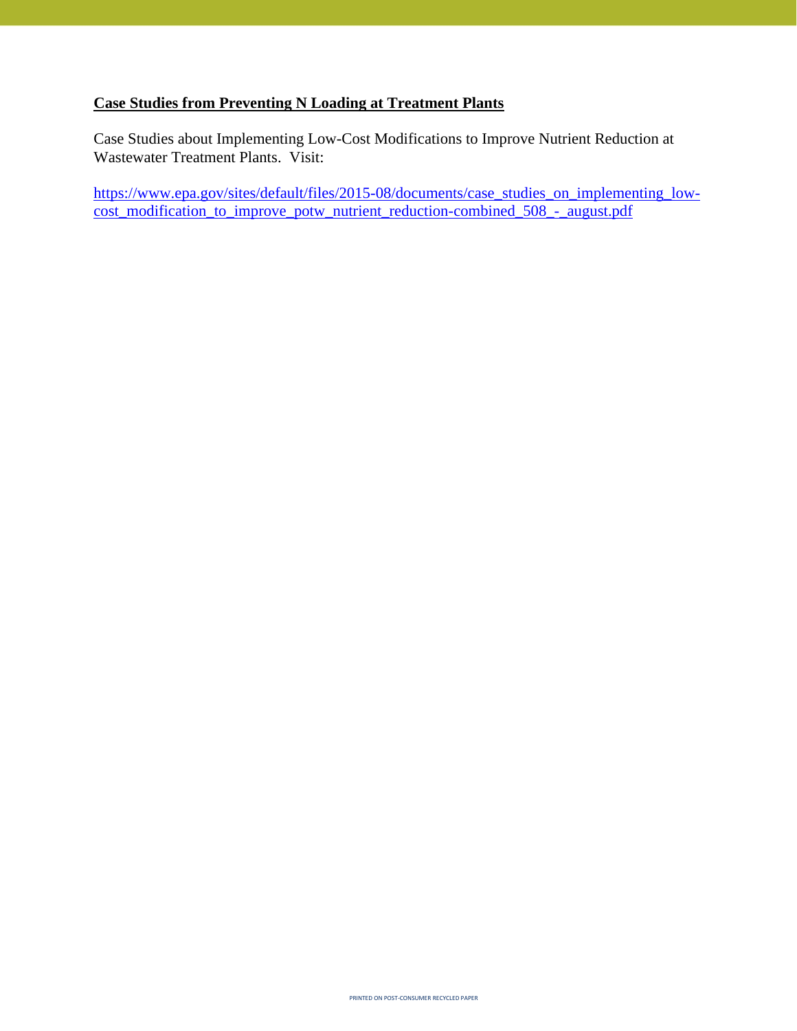**Case Studies from Preventing N Loading at Treatment Plants**

Case Studies about Implementing Low-Cost Modifications to Improve Nutrient Reduction at Wastewater Treatment Plants. Visit:

https://www.epa.gov/sites/default/files/2015-08/documents/case_studies_on_implementing_low-cost_modification_to_improve_potw_nutrient_reduction-combined_508_-_august.pdf

PRINTED ON POST-CONSUMER RECYCLED PAPER